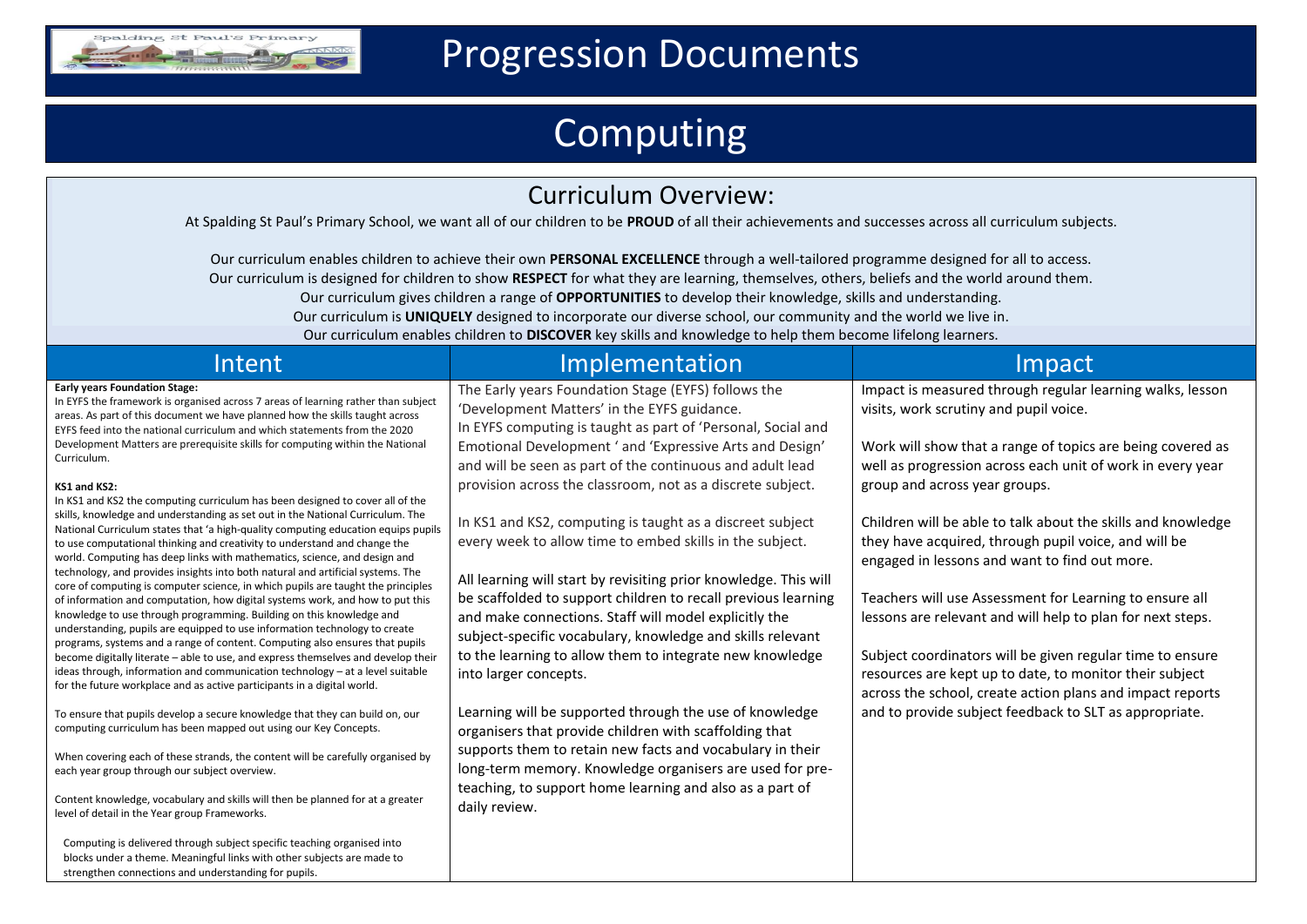# Progression Documents

# Computing

## Curriculum Overview:

At Spalding St Paul's Primary School, we want all of our children to be **PROUD** of all their achievements and successes across all curriculum subjects.

Our curriculum enables children to achieve their own **PERSONAL EXCELLENCE** through a well-tailored programme designed for all to access.
Our curriculum is designed for children to show **RESPECT** for what they are learning, themselves, others, beliefs and the world around them.
Our curriculum gives children a range of **OPPORTUNITIES** to develop their knowledge, skills and understanding.
Our curriculum is **UNIQUELY** designed to incorporate our diverse school, our community and the world we live in.
Our curriculum enables children to **DISCOVER** key skills and knowledge to help them become lifelong learners.

## Intent

**Early years Foundation Stage:**
In EYFS the framework is organised across 7 areas of learning rather than subject areas. As part of this document we have planned how the skills taught across EYFS feed into the national curriculum and which statements from the 2020 Development Matters are prerequisite skills for computing within the National Curriculum.

**KS1 and KS2:**
In KS1 and KS2 the computing curriculum has been designed to cover all of the skills, knowledge and understanding as set out in the National Curriculum. The National Curriculum states that 'a high-quality computing education equips pupils to use computational thinking and creativity to understand and change the world. Computing has deep links with mathematics, science, and design and technology, and provides insights into both natural and artificial systems. The core of computing is computer science, in which pupils are taught the principles of information and computation, how digital systems work, and how to put this knowledge to use through programming. Building on this knowledge and understanding, pupils are equipped to use information technology to create programs, systems and a range of content. Computing also ensures that pupils become digitally literate – able to use, and express themselves and develop their ideas through, information and communication technology – at a level suitable for the future workplace and as active participants in a digital world.

To ensure that pupils develop a secure knowledge that they can build on, our computing curriculum has been mapped out using our Key Concepts.

When covering each of these strands, the content will be carefully organised by each year group through our subject overview.

Content knowledge, vocabulary and skills will then be planned for at a greater level of detail in the Year group Frameworks.

Computing is delivered through subject specific teaching organised into blocks under a theme. Meaningful links with other subjects are made to strengthen connections and understanding for pupils.

## Implementation

The Early years Foundation Stage (EYFS) follows the 'Development Matters' in the EYFS guidance.
In EYFS computing is taught as part of 'Personal, Social and Emotional Development ' and 'Expressive Arts and Design' and will be seen as part of the continuous and adult lead provision across the classroom, not as a discrete subject.

In KS1 and KS2, computing is taught as a discreet subject every week to allow time to embed skills in the subject.

All learning will start by revisiting prior knowledge. This will be scaffolded to support children to recall previous learning and make connections. Staff will model explicitly the subject-specific vocabulary, knowledge and skills relevant to the learning to allow them to integrate new knowledge into larger concepts.

Learning will be supported through the use of knowledge organisers that provide children with scaffolding that supports them to retain new facts and vocabulary in their long-term memory. Knowledge organisers are used for pre-teaching, to support home learning and also as a part of daily review.

## Impact

Impact is measured through regular learning walks, lesson visits, work scrutiny and pupil voice.

Work will show that a range of topics are being covered as well as progression across each unit of work in every year group and across year groups.

Children will be able to talk about the skills and knowledge they have acquired, through pupil voice, and will be engaged in lessons and want to find out more.

Teachers will use Assessment for Learning to ensure all lessons are relevant and will help to plan for next steps.

Subject coordinators will be given regular time to ensure resources are kept up to date, to monitor their subject across the school, create action plans and impact reports and to provide subject feedback to SLT as appropriate.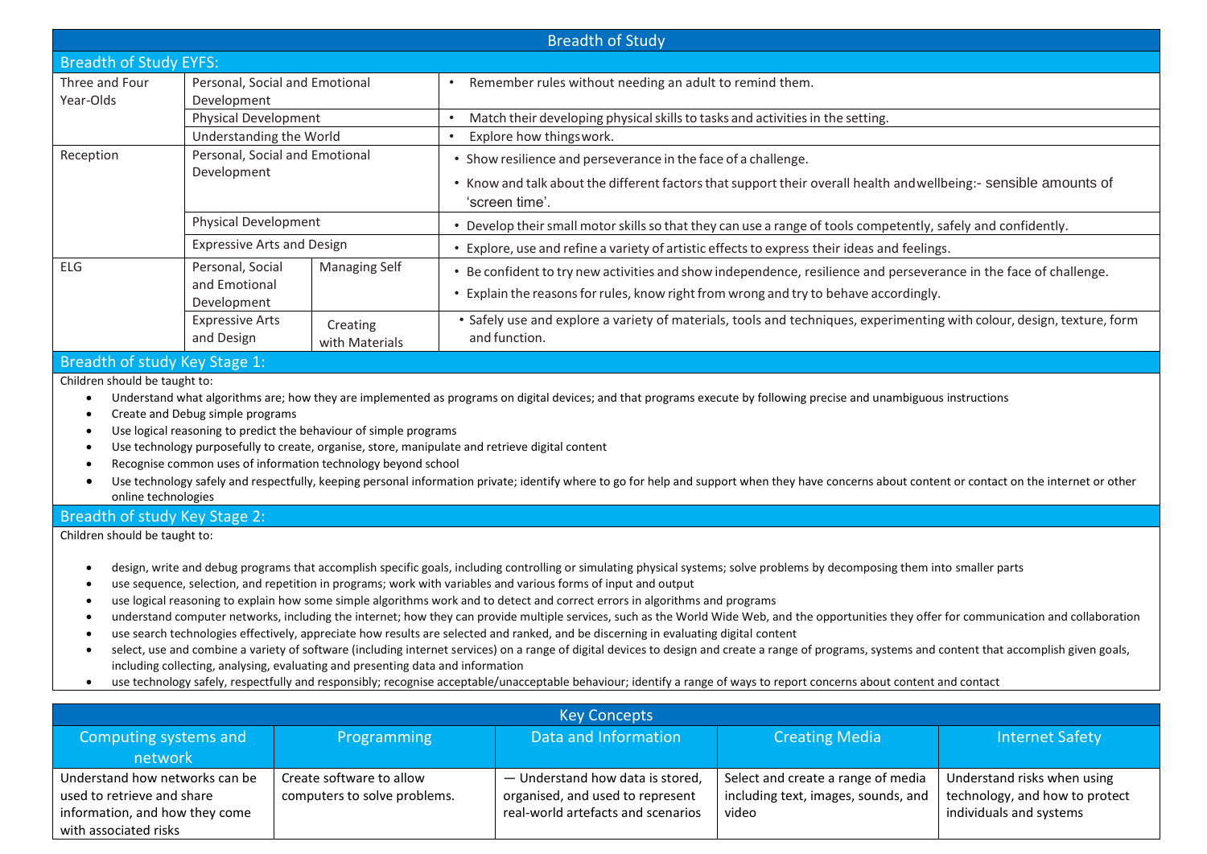# Breadth of Study

## Breadth of Study EYFS:

| | | | |
|---|---|---|---|
| Three and Four Year-Olds | Personal, Social and Emotional Development | | • Remember rules without needing an adult to remind them. |
| | Physical Development | | • Match their developing physical skills to tasks and activities in the setting. |
| | Understanding the World | | • Explore how things work. |
| Reception | Personal, Social and Emotional Development | | • Show resilience and perseverance in the face of a challenge.<br>• Know and talk about the different factors that support their overall health and wellbeing:- sensible amounts of 'screen time'. |
| | Physical Development | | • Develop their small motor skills so that they can use a range of tools competently, safely and confidently. |
| | Expressive Arts and Design | | • Explore, use and refine a variety of artistic effects to express their ideas and feelings. |
| ELG | Personal, Social and Emotional Development | Managing Self | • Be confident to try new activities and show independence, resilience and perseverance in the face of challenge.<br>• Explain the reasons for rules, know right from wrong and try to behave accordingly. |
| | Expressive Arts and Design | Creating with Materials | • Safely use and explore a variety of materials, tools and techniques, experimenting with colour, design, texture, form and function. |

## Breadth of study Key Stage 1:

Children should be taught to:

- Understand what algorithms are; how they are implemented as programs on digital devices; and that programs execute by following precise and unambiguous instructions
- Create and Debug simple programs
- Use logical reasoning to predict the behaviour of simple programs
- Use technology purposefully to create, organise, store, manipulate and retrieve digital content
- Recognise common uses of information technology beyond school
- Use technology safely and respectfully, keeping personal information private; identify where to go for help and support when they have concerns about content or contact on the internet or other online technologies

## Breadth of study Key Stage 2:

Children should be taught to:

- design, write and debug programs that accomplish specific goals, including controlling or simulating physical systems; solve problems by decomposing them into smaller parts
- use sequence, selection, and repetition in programs; work with variables and various forms of input and output
- use logical reasoning to explain how some simple algorithms work and to detect and correct errors in algorithms and programs
- understand computer networks, including the internet; how they can provide multiple services, such as the World Wide Web, and the opportunities they offer for communication and collaboration
- use search technologies effectively, appreciate how results are selected and ranked, and be discerning in evaluating digital content
- select, use and combine a variety of software (including internet services) on a range of digital devices to design and create a range of programs, systems and content that accomplish given goals, including collecting, analysing, evaluating and presenting data and information
- use technology safely, respectfully and responsibly; recognise acceptable/unacceptable behaviour; identify a range of ways to report concerns about content and contact

## Key Concepts

| Computing systems and network | Programming | Data and Information | Creating Media | Internet Safety |
|---|---|---|---|---|
| Understand how networks can be used to retrieve and share information, and how they come with associated risks | Create software to allow computers to solve problems. | — Understand how data is stored, organised, and used to represent real-world artefacts and scenarios | Select and create a range of media including text, images, sounds, and video | Understand risks when using technology, and how to protect individuals and systems |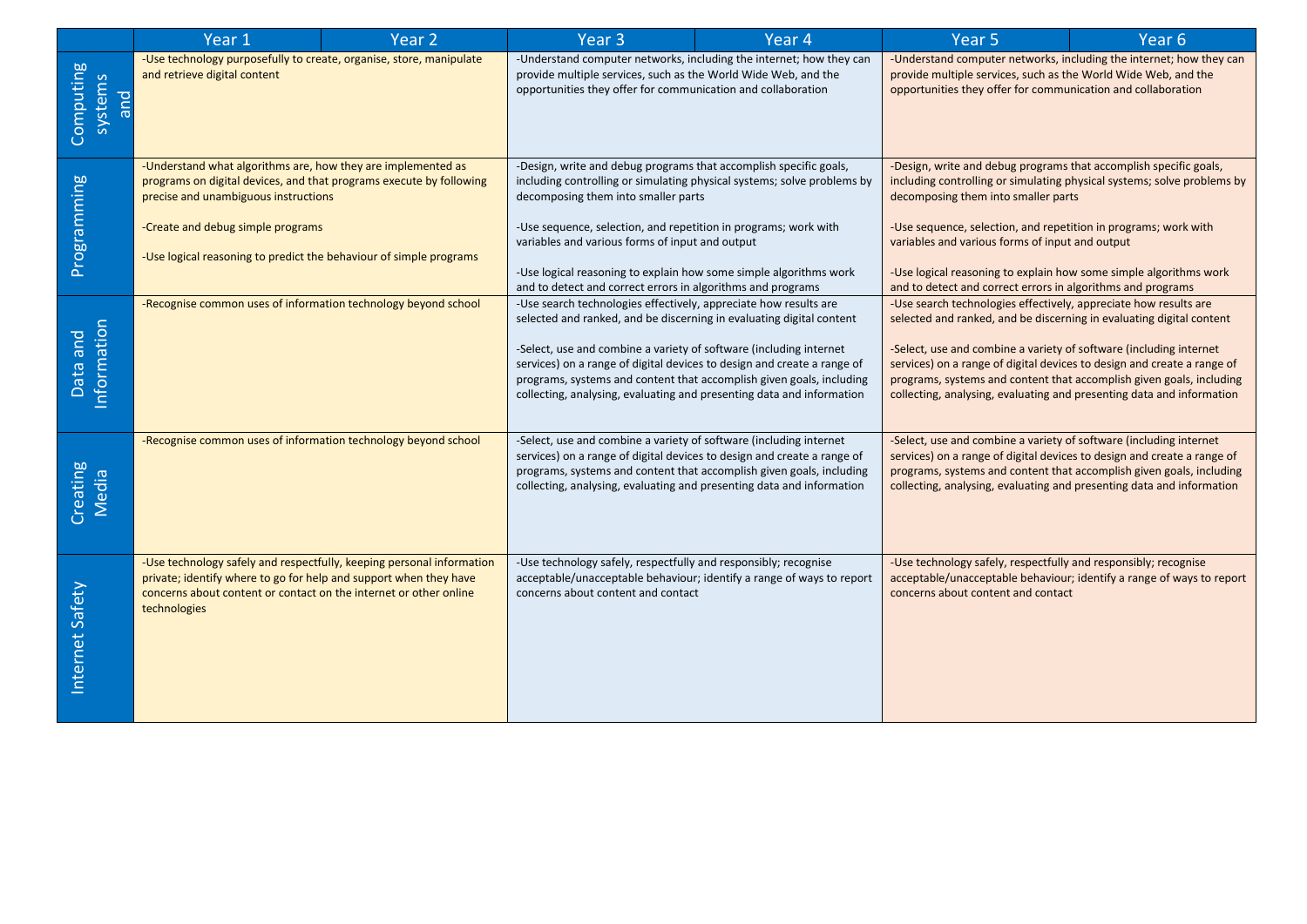| | Year 1 | Year 2 | Year 3 | Year 4 | Year 5 | Year 6 |
|---|---|---|---|---|---|---|
| Computing systems and | -Use technology purposefully to create, organise, store, manipulate and retrieve digital content | | -Understand computer networks, including the internet; how they can provide multiple services, such as the World Wide Web, and the opportunities they offer for communication and collaboration | | -Understand computer networks, including the internet; how they can provide multiple services, such as the World Wide Web, and the opportunities they offer for communication and collaboration | |
| Programming | -Understand what algorithms are, how they are implemented as programs on digital devices, and that programs execute by following precise and unambiguous instructions<br><br>-Create and debug simple programs<br><br>-Use logical reasoning to predict the behaviour of simple programs | | -Design, write and debug programs that accomplish specific goals, including controlling or simulating physical systems; solve problems by decomposing them into smaller parts<br><br>-Use sequence, selection, and repetition in programs; work with variables and various forms of input and output<br><br>-Use logical reasoning to explain how some simple algorithms work and to detect and correct errors in algorithms and programs | | -Design, write and debug programs that accomplish specific goals, including controlling or simulating physical systems; solve problems by decomposing them into smaller parts<br><br>-Use sequence, selection, and repetition in programs; work with variables and various forms of input and output<br><br>-Use logical reasoning to explain how some simple algorithms work and to detect and correct errors in algorithms and programs | |
| Data and Information | -Recognise common uses of information technology beyond school | | -Use search technologies effectively, appreciate how results are selected and ranked, and be discerning in evaluating digital content<br><br>-Select, use and combine a variety of software (including internet services) on a range of digital devices to design and create a range of programs, systems and content that accomplish given goals, including collecting, analysing, evaluating and presenting data and information | | -Use search technologies effectively, appreciate how results are selected and ranked, and be discerning in evaluating digital content<br><br>-Select, use and combine a variety of software (including internet services) on a range of digital devices to design and create a range of programs, systems and content that accomplish given goals, including collecting, analysing, evaluating and presenting data and information | |
| Creating Media | -Recognise common uses of information technology beyond school | | -Select, use and combine a variety of software (including internet services) on a range of digital devices to design and create a range of programs, systems and content that accomplish given goals, including collecting, analysing, evaluating and presenting data and information | | -Select, use and combine a variety of software (including internet services) on a range of digital devices to design and create a range of programs, systems and content that accomplish given goals, including collecting, analysing, evaluating and presenting data and information | |
| Internet Safety | -Use technology safely and respectfully, keeping personal information private; identify where to go for help and support when they have concerns about content or contact on the internet or other online technologies | | -Use technology safely, respectfully and responsibly; recognise acceptable/unacceptable behaviour; identify a range of ways to report concerns about content and contact | | -Use technology safely, respectfully and responsibly; recognise acceptable/unacceptable behaviour; identify a range of ways to report concerns about content and contact | |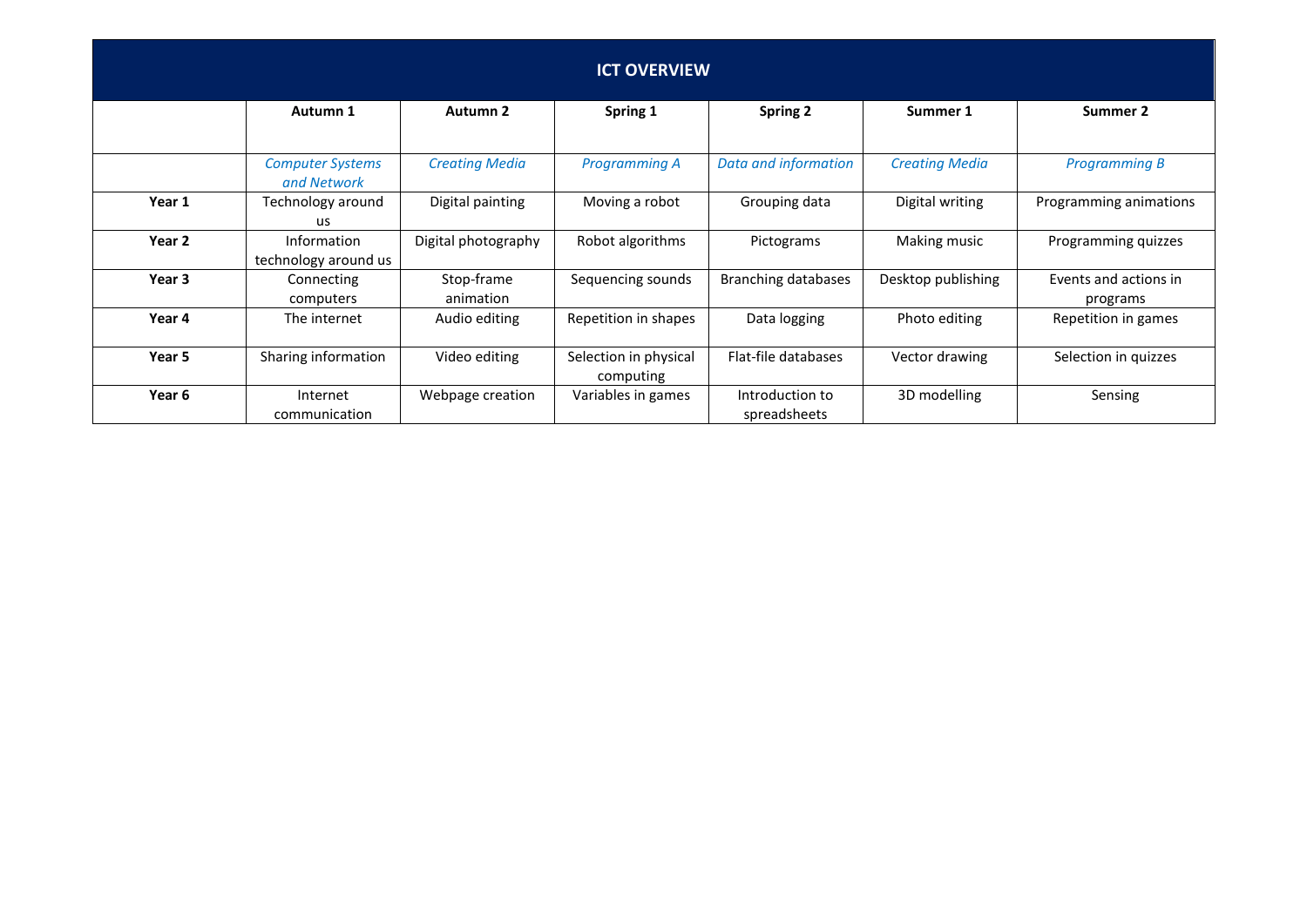| ICT OVERVIEW | | | | | | |
|---|---|---|---|---|---|---|
| | **Autumn 1** | **Autumn 2** | **Spring 1** | **Spring 2** | **Summer 1** | **Summer 2** |
| | *Computer Systems and Network* | *Creating Media* | *Programming A* | *Data and information* | *Creating Media* | *Programming B* |
| **Year 1** | Technology around us | Digital painting | Moving a robot | Grouping data | Digital writing | Programming animations |
| **Year 2** | Information technology around us | Digital photography | Robot algorithms | Pictograms | Making music | Programming quizzes |
| **Year 3** | Connecting computers | Stop-frame animation | Sequencing sounds | Branching databases | Desktop publishing | Events and actions in programs |
| **Year 4** | The internet | Audio editing | Repetition in shapes | Data logging | Photo editing | Repetition in games |
| **Year 5** | Sharing information | Video editing | Selection in physical computing | Flat-file databases | Vector drawing | Selection in quizzes |
| **Year 6** | Internet communication | Webpage creation | Variables in games | Introduction to spreadsheets | 3D modelling | Sensing |